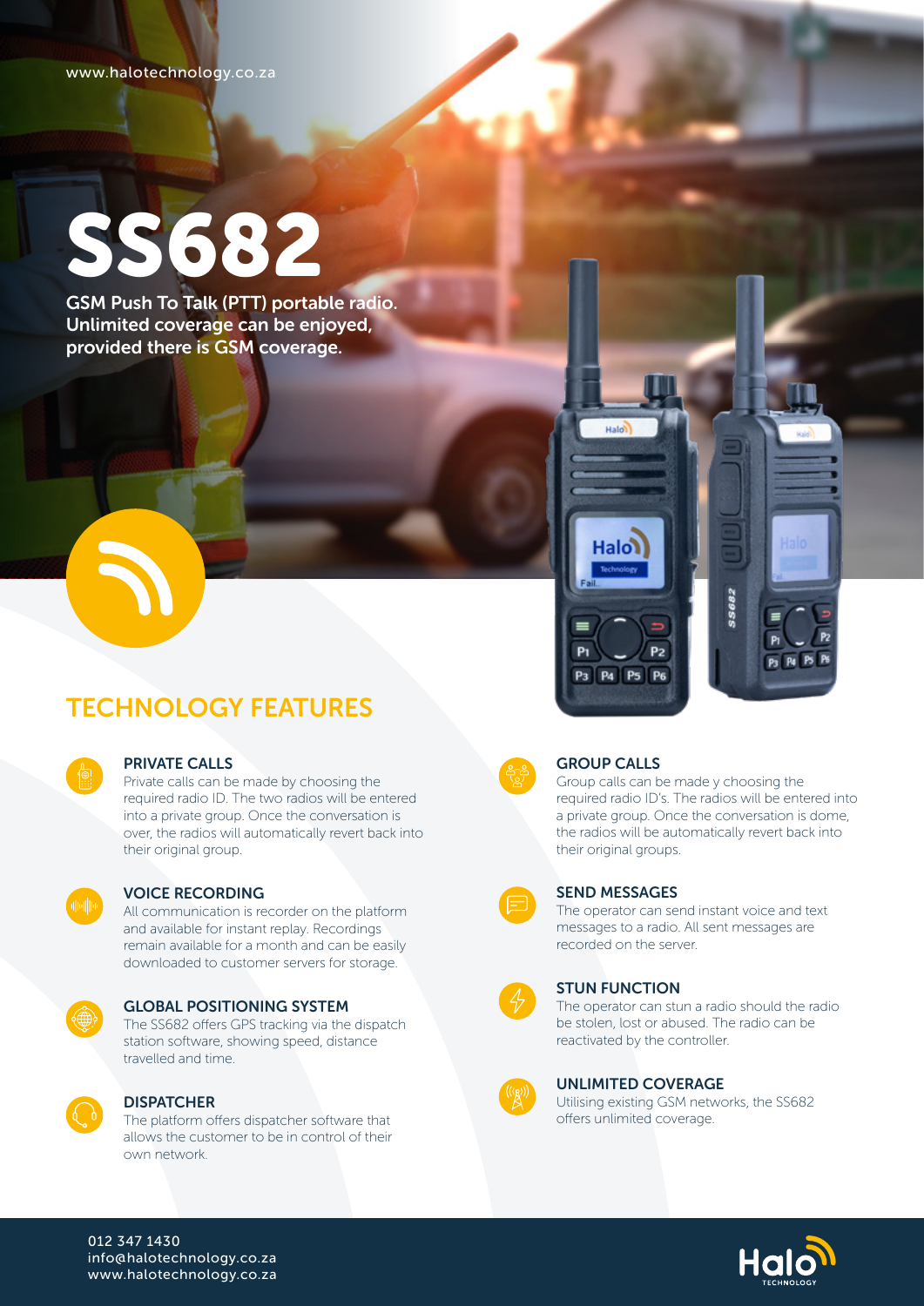www.halotechnology.co.za

# SS682

**GSM Push To Talk (PTT) portable radio. Unlimited coverage can be enjoyed, provided there is GSM coverage.**

## TECHNOLOGY FEATURES

### PRIVATE CALLS

Private calls can be made by choosing the required radio ID. The two radios will be entered into a private group. Once the conversation is over, the radios will automatically revert back into their original group.

### VOICE RECORDING

All communication is recorder on the platform and available for instant replay. Recordings remain available for a month and can be easily downloaded to customer servers for storage.

### GLOBAL POSITIONING SYSTEM

The SS682 offers GPS tracking via the dispatch station software, showing speed, distance travelled and time.

### DISPATCHER

The platform offers dispatcher software that allows the customer to be in control of their own network.

### GROUP CALLS

Group calls can be made y choosing the required radio ID's. The radios will be entered into a private group. Once the conversation is dome, the radios will be automatically revert back into their original groups.

### SEND MESSAGES

The operator can send instant voice and text messages to a radio. All sent messages are recorded on the server.

### STUN FUNCTION

The operator can stun a radio should the radio be stolen, lost or abused. The radio can be reactivated by the controller.

### UNLIMITED COVERAGE

Utilising existing GSM networks, the SS682 offers unlimited coverage.

012 347 1430
info@halotechnology.co.za
www.halotechnology.co.za

Halo TECHNOLOGY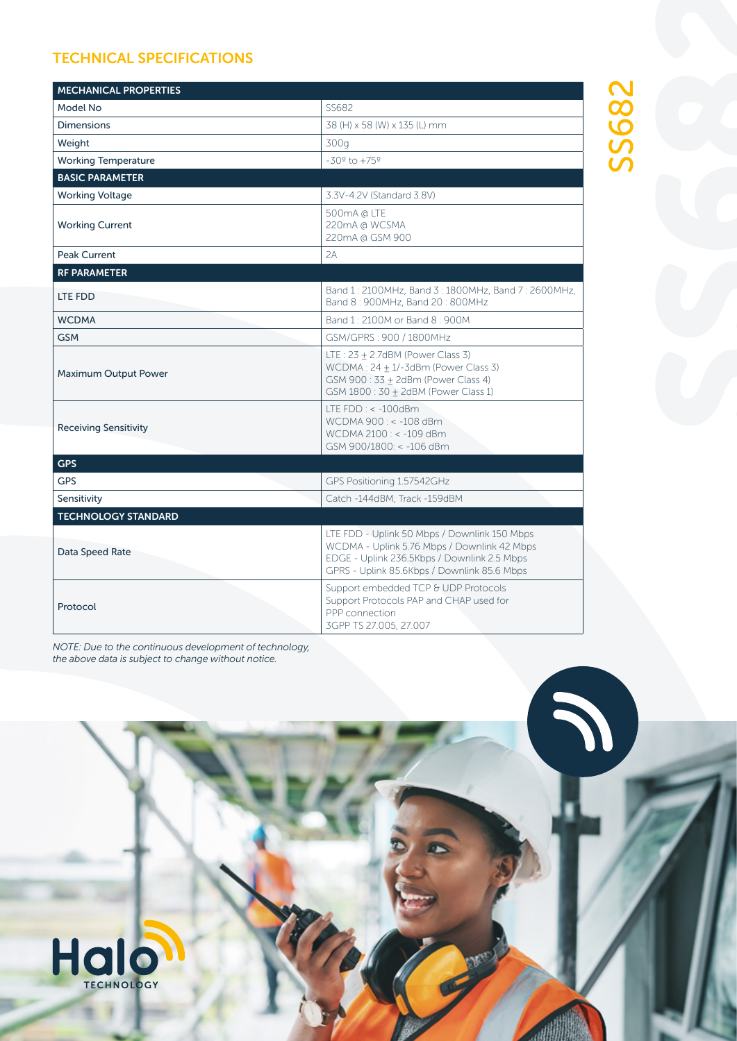## TECHNICAL SPECIFICATIONS

SS682

| MECHANICAL PROPERTIES | |
|---|---|
| Model No | SS682 |
| Dimensions | 38 (H) x 58 (W) x 135 (L) mm |
| Weight | 300g |
| Working Temperature | -30º to +75º |
| **BASIC PARAMETER** | |
| Working Voltage | 3.3V-4.2V (Standard 3.8V) |
| Working Current | 500mA @ LTE<br>220mA @ WCSMA<br>220mA @ GSM 900 |
| Peak Current | 2A |
| **RF PARAMETER** | |
| LTE FDD | Band 1 : 2100MHz, Band 3 : 1800MHz, Band 7 : 2600MHz, Band 8 : 900MHz, Band 20 : 800MHz |
| WCDMA | Band 1 : 2100M or Band 8 : 900M |
| GSM | GSM/GPRS : 900 / 1800MHz |
| Maximum Output Power | LTE : 23 ± 2.7dBM (Power Class 3)<br>WCDMA : 24 ± 1/-3dBm (Power Class 3)<br>GSM 900 : 33 ± 2dBm (Power Class 4)<br>GSM 1800 : 30 ± 2dBM (Power Class 1) |
| Receiving Sensitivity | LTE FDD : < -100dBm<br>WCDMA 900 : < -108 dBm<br>WCDMA 2100 : < -109 dBm<br>GSM 900/1800: < -106 dBm |
| **GPS** | |
| GPS | GPS Positioning 1.57542GHz |
| Sensitivity | Catch -144dBM, Track -159dBM |
| **TECHNOLOGY STANDARD** | |
| Data Speed Rate | LTE FDD - Uplink 50 Mbps / Downlink 150 Mbps<br>WCDMA - Uplink 5.76 Mbps / Downlink 42 Mbps<br>EDGE - Uplink 236.5Kbps / Downlink 2.5 Mbps<br>GPRS - Uplink 85.6Kbps / Downlink 85.6 Mbps |
| Protocol | Support embedded TCP & UDP Protocols<br>Support Protocols PAP and CHAP used for PPP connection<br>3GPP TS 27.005, 27.007 |

*NOTE: Due to the continuous development of technology, the above data is subject to change without notice.*

Halo TECHNOLOGY